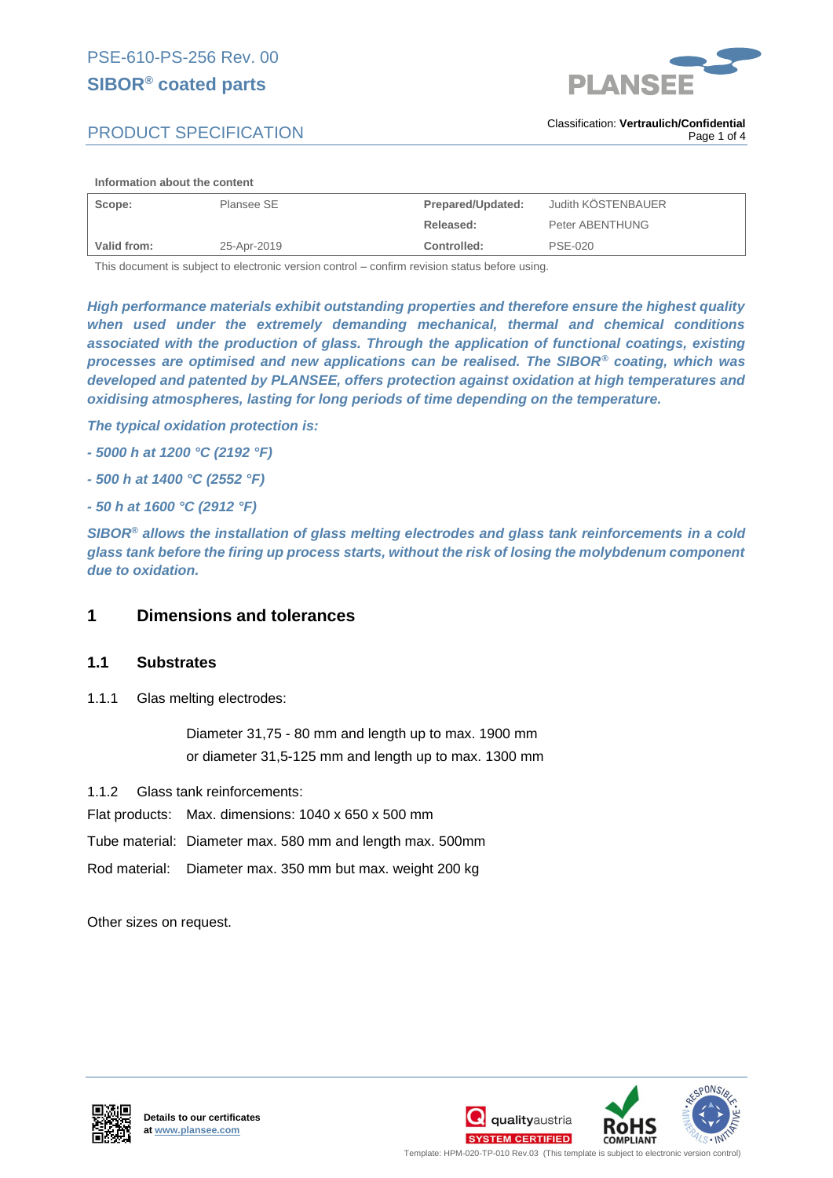PSE-610-PS-256 Rev. 00

**SIBOR® coated parts**

PRODUCT SPECIFICATION

Classification: **Vertraulich/Confidential**

**Information about the content**

| **Scope:** | Plansee SE | **Prepared/Updated:** | Judith KÖSTENBAUER |
|---|---|---|---|
| | | **Released:** | Peter ABENTHUNG |
| **Valid from:** | 25-Apr-2019 | **Controlled:** | PSE-020 |

This document is subject to electronic version control – confirm revision status before using.

***High performance materials exhibit outstanding properties and therefore ensure the highest quality when used under the extremely demanding mechanical, thermal and chemical conditions associated with the production of glass. Through the application of functional coatings, existing processes are optimised and new applications can be realised. The SIBOR® coating, which was developed and patented by PLANSEE, offers protection against oxidation at high temperatures and oxidising atmospheres, lasting for long periods of time depending on the temperature.***

***The typical oxidation protection is:***

***- 5000 h at 1200 °C (2192 °F)***

***- 500 h at 1400 °C (2552 °F)***

***- 50 h at 1600 °C (2912 °F)***

***SIBOR® allows the installation of glass melting electrodes and glass tank reinforcements in a cold glass tank before the firing up process starts, without the risk of losing the molybdenum component due to oxidation.***

# 1 Dimensions and tolerances

## 1.1 Substrates

1.1.1 Glas melting electrodes:

Diameter 31,75 - 80 mm and length up to max. 1900 mm
or diameter 31,5-125 mm and length up to max. 1300 mm

1.1.2 Glass tank reinforcements:

Flat products: Max. dimensions: 1040 x 650 x 500 mm

Tube material: Diameter max. 580 mm and length max. 500mm

Rod material: Diameter max. 350 mm but max. weight 200 kg

Other sizes on request.

**Details to our certificates at www.plansee.com**

Template: HPM-020-TP-010 Rev.03 (This template is subject to electronic version control)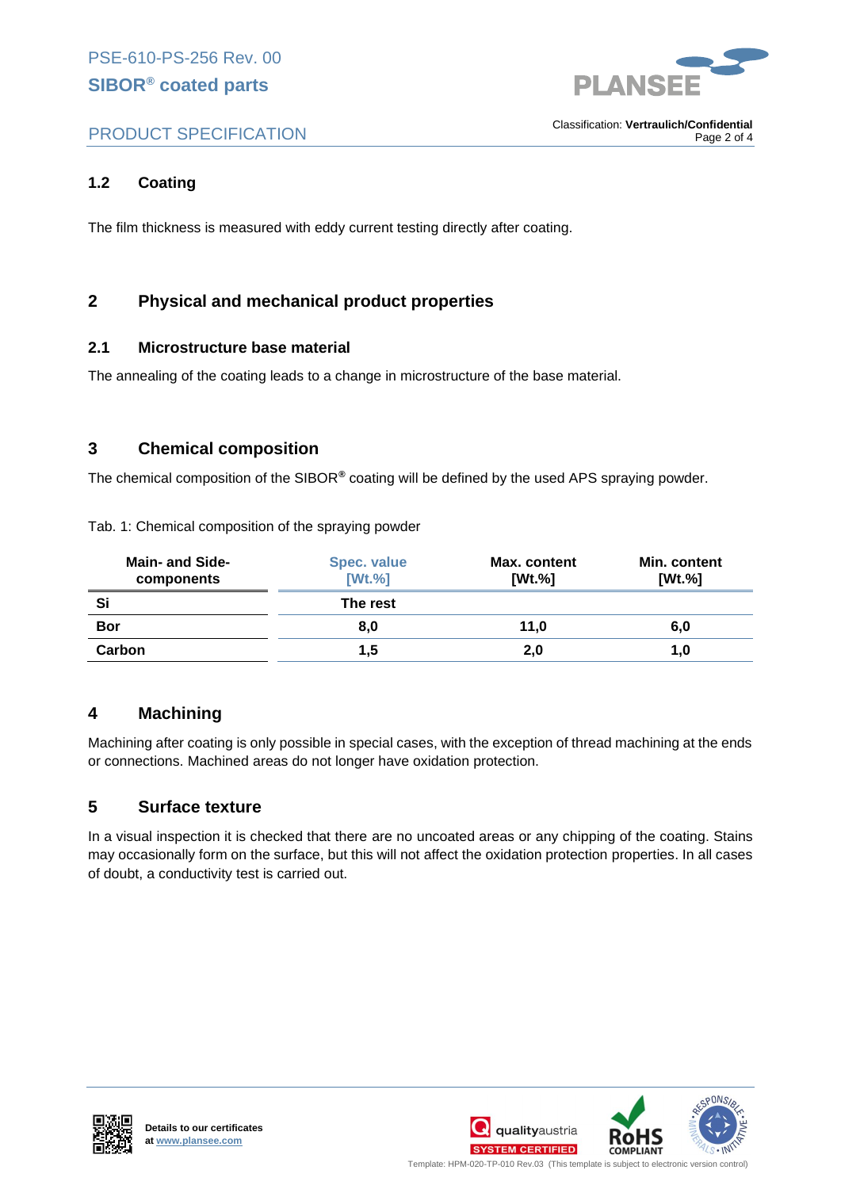### 1.2 Coating

The film thickness is measured with eddy current testing directly after coating.

## 2 Physical and mechanical product properties

### 2.1 Microstructure base material

The annealing of the coating leads to a change in microstructure of the base material.

## 3 Chemical composition

The chemical composition of the SIBOR® coating will be defined by the used APS spraying powder.

Tab. 1: Chemical composition of the spraying powder

| Main- and Side-components | Spec. value [Wt.%] | Max. content [Wt.%] | Min. content [Wt.%] |
|---|---|---|---|
| **Si** | **The rest** | | |
| **Bor** | **8,0** | **11,0** | **6,0** |
| **Carbon** | **1,5** | **2,0** | **1,0** |

## 4 Machining

Machining after coating is only possible in special cases, with the exception of thread machining at the ends or connections. Machined areas do not longer have oxidation protection.

## 5 Surface texture

In a visual inspection it is checked that there are no uncoated areas or any chipping of the coating. Stains may occasionally form on the surface, but this will not affect the oxidation protection properties. In all cases of doubt, a conductivity test is carried out.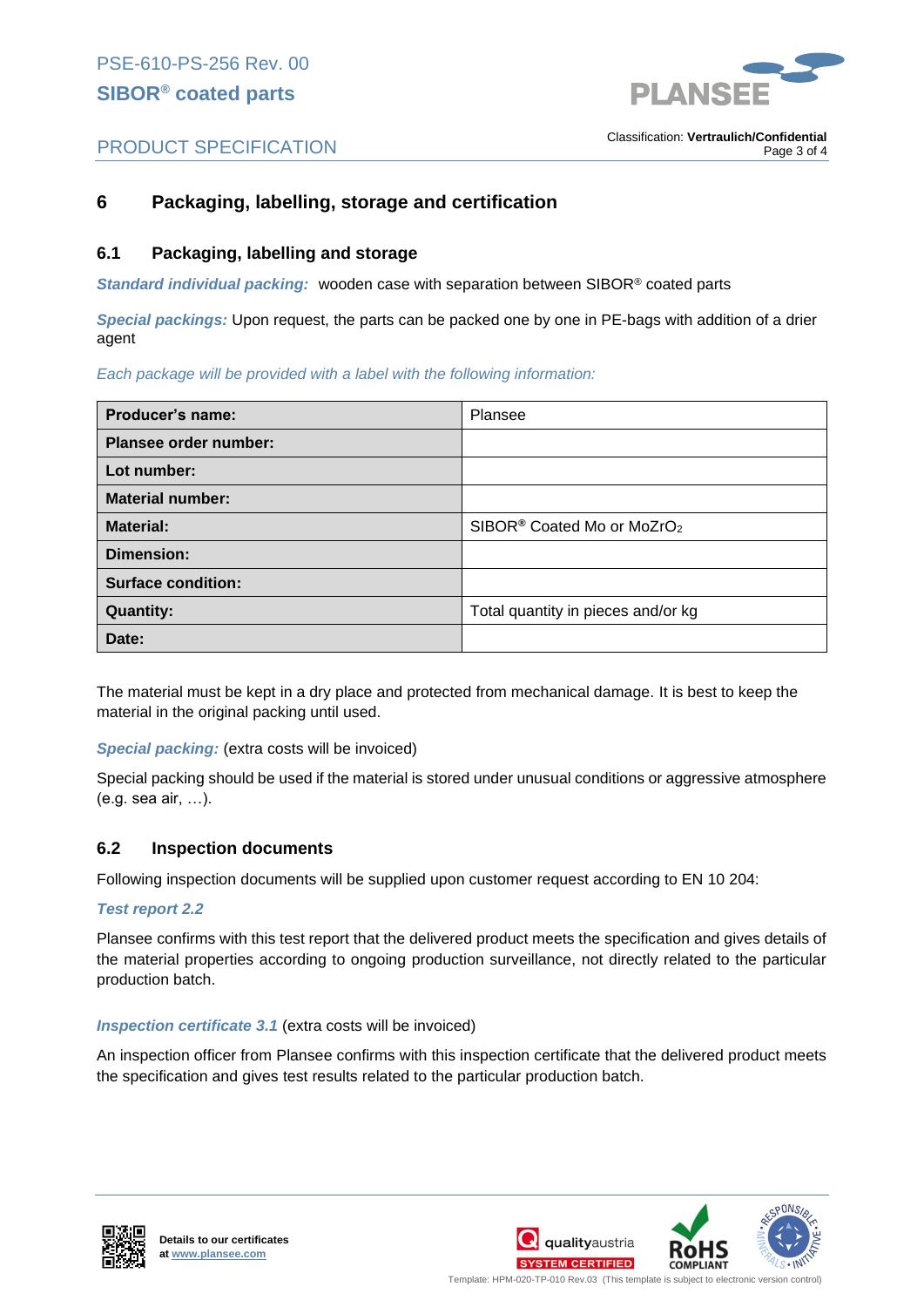## 6 Packaging, labelling, storage and certification

### 6.1 Packaging, labelling and storage

***Standard individual packing:*** wooden case with separation between SIBOR® coated parts

***Special packings:*** Upon request, the parts can be packed one by one in PE-bags with addition of a drier agent

*Each package will be provided with a label with the following information:*

| **Producer's name:** | Plansee |
|---|---|
| **Plansee order number:** | |
| **Lot number:** | |
| **Material number:** | |
| **Material:** | SIBOR® Coated Mo or $MoZrO_2$ |
| **Dimension:** | |
| **Surface condition:** | |
| **Quantity:** | Total quantity in pieces and/or kg |
| **Date:** | |

The material must be kept in a dry place and protected from mechanical damage. It is best to keep the material in the original packing until used.

***Special packing:*** (extra costs will be invoiced)

Special packing should be used if the material is stored under unusual conditions or aggressive atmosphere (e.g. sea air, …).

### 6.2 Inspection documents

Following inspection documents will be supplied upon customer request according to EN 10 204:

***Test report 2.2***

Plansee confirms with this test report that the delivered product meets the specification and gives details of the material properties according to ongoing production surveillance, not directly related to the particular production batch.

***Inspection certificate 3.1*** (extra costs will be invoiced)

An inspection officer from Plansee confirms with this inspection certificate that the delivered product meets the specification and gives test results related to the particular production batch.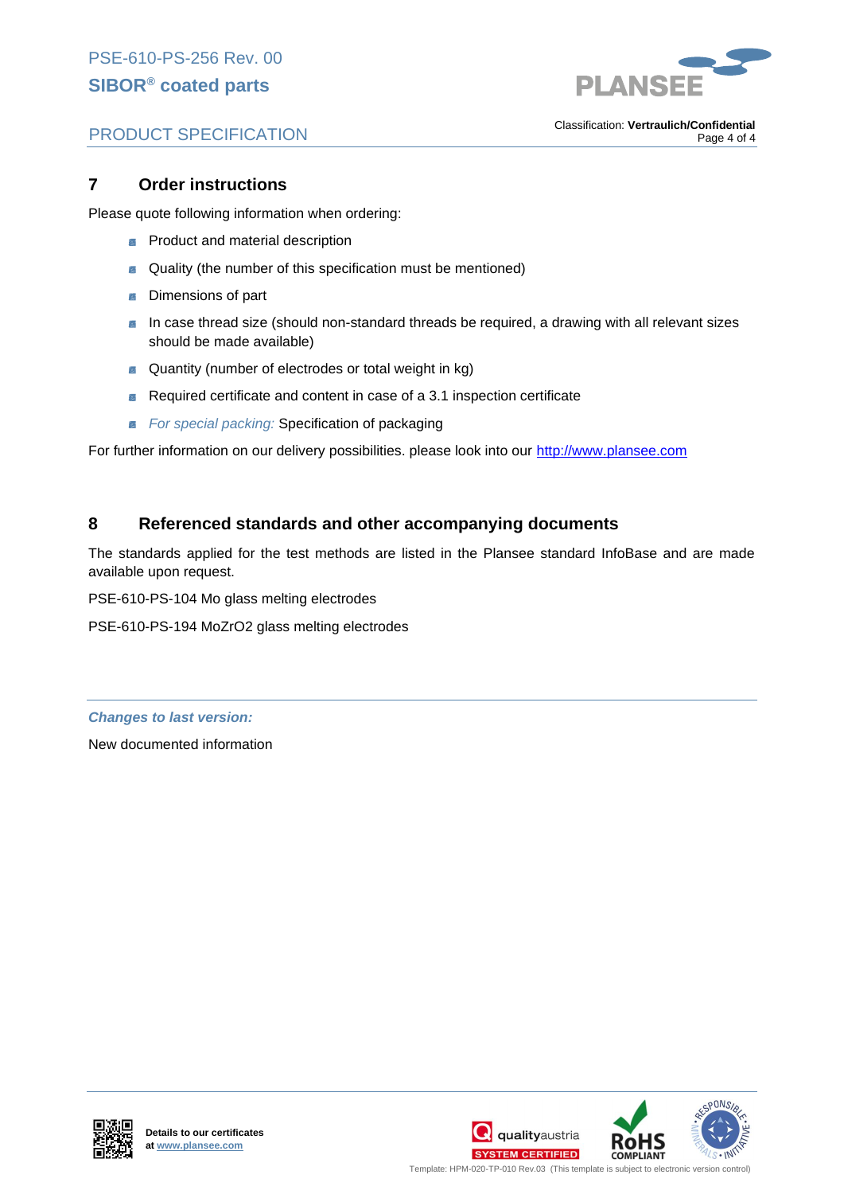## 7 Order instructions

Please quote following information when ordering:

- Product and material description
- Quality (the number of this specification must be mentioned)
- Dimensions of part
- In case thread size (should non-standard threads be required, a drawing with all relevant sizes should be made available)
- Quantity (number of electrodes or total weight in kg)
- Required certificate and content in case of a 3.1 inspection certificate
- *For special packing:* Specification of packaging

For further information on our delivery possibilities. please look into our http://www.plansee.com

## 8 Referenced standards and other accompanying documents

The standards applied for the test methods are listed in the Plansee standard InfoBase and are made available upon request.

PSE-610-PS-104 Mo glass melting electrodes

PSE-610-PS-194 MoZrO2 glass melting electrodes

***Changes to last version:***

New documented information